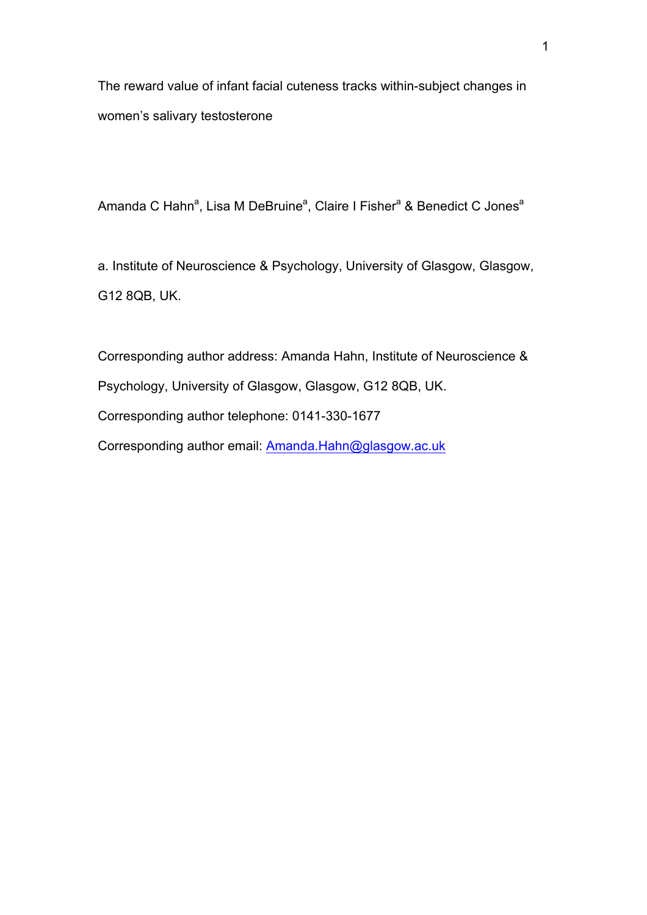# The reward value of infant facial cuteness tracks within-subject changes in women's salivary testosterone

Amanda C Hahn[a], Lisa M DeBruine[a], Claire I Fisher[a] & Benedict C Jones[a]

a. Institute of Neuroscience & Psychology, University of Glasgow, Glasgow, G12 8QB, UK.

Corresponding author address: Amanda Hahn, Institute of Neuroscience & Psychology, University of Glasgow, Glasgow, G12 8QB, UK.

Corresponding author telephone: 0141-330-1677

Corresponding author email: Amanda.Hahn@glasgow.ac.uk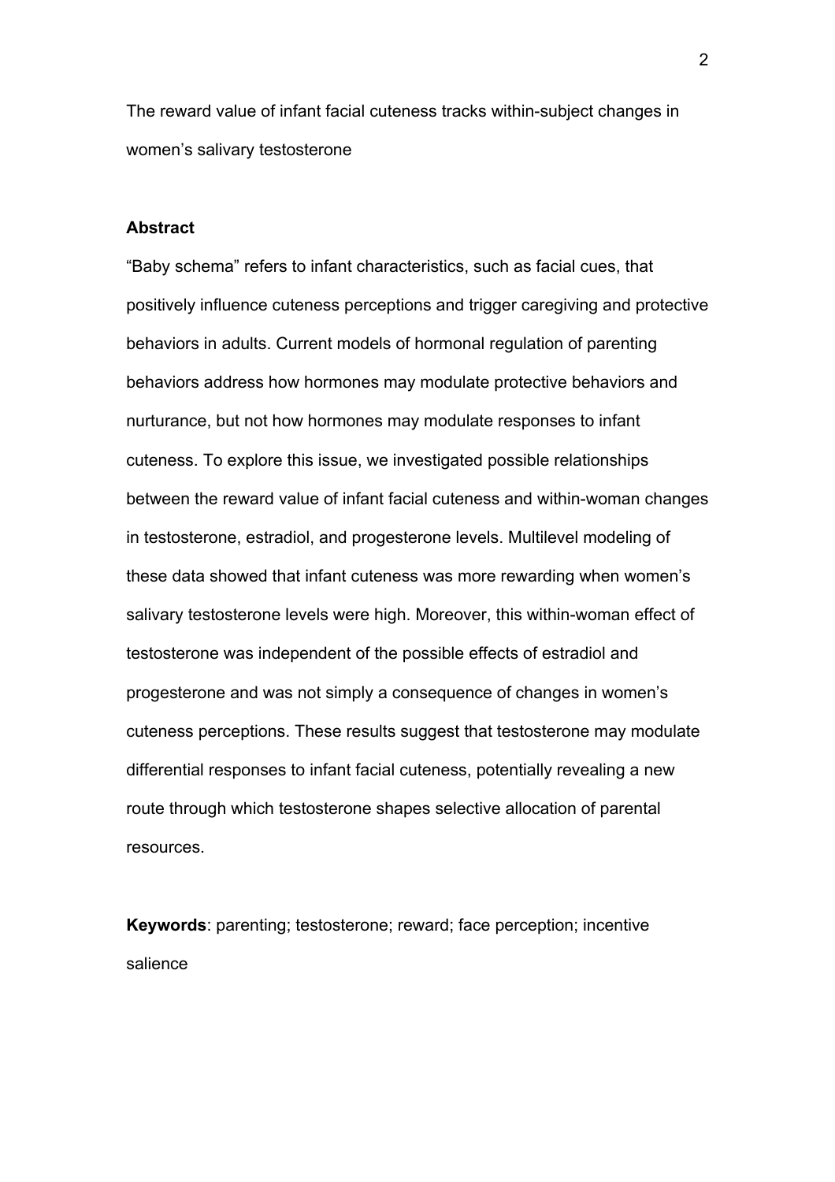The reward value of infant facial cuteness tracks within-subject changes in women's salivary testosterone

## Abstract

"Baby schema" refers to infant characteristics, such as facial cues, that positively influence cuteness perceptions and trigger caregiving and protective behaviors in adults. Current models of hormonal regulation of parenting behaviors address how hormones may modulate protective behaviors and nurturance, but not how hormones may modulate responses to infant cuteness. To explore this issue, we investigated possible relationships between the reward value of infant facial cuteness and within-woman changes in testosterone, estradiol, and progesterone levels. Multilevel modeling of these data showed that infant cuteness was more rewarding when women's salivary testosterone levels were high. Moreover, this within-woman effect of testosterone was independent of the possible effects of estradiol and progesterone and was not simply a consequence of changes in women's cuteness perceptions. These results suggest that testosterone may modulate differential responses to infant facial cuteness, potentially revealing a new route through which testosterone shapes selective allocation of parental resources.

**Keywords**: parenting; testosterone; reward; face perception; incentive salience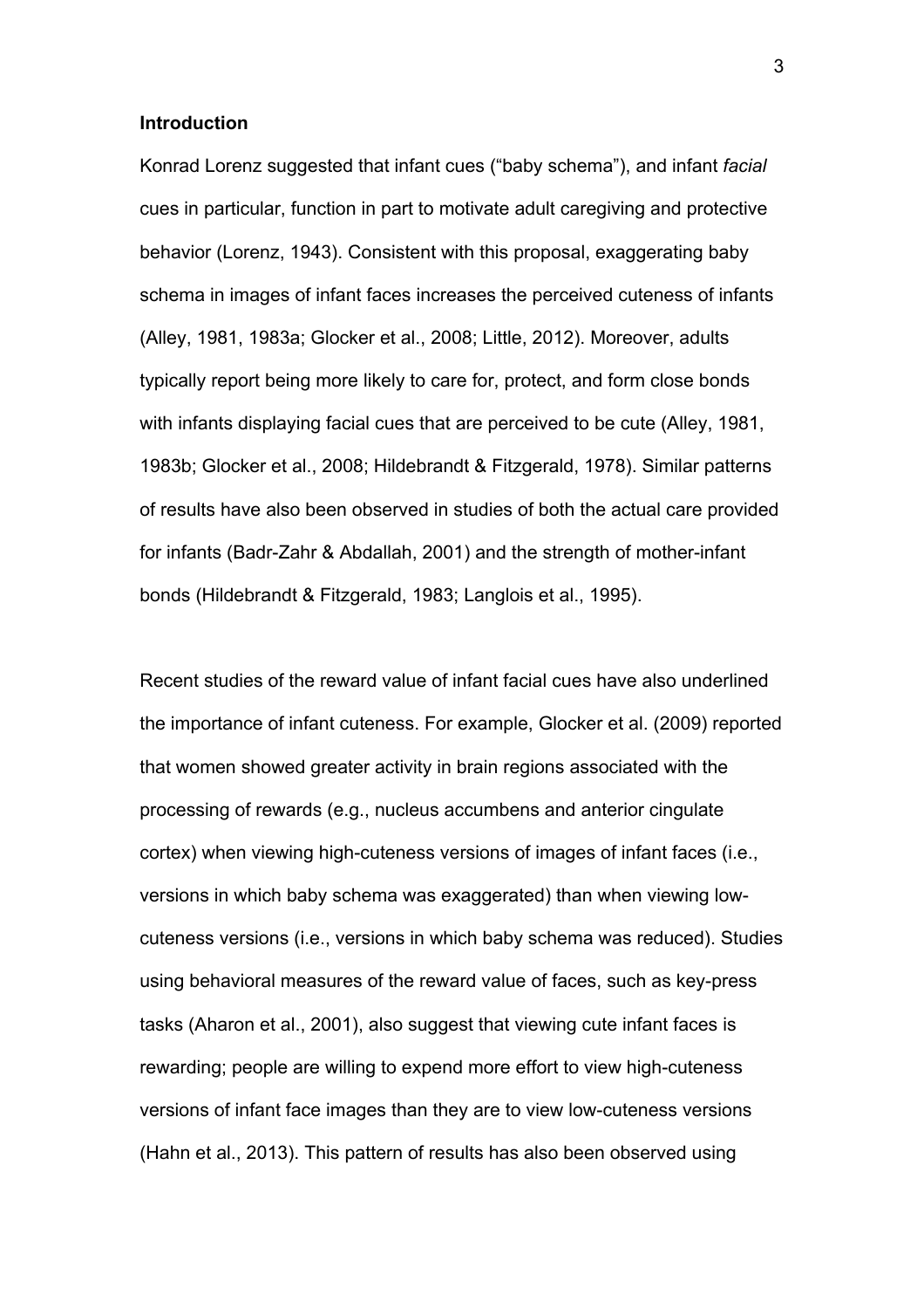## Introduction

Konrad Lorenz suggested that infant cues ("baby schema"), and infant *facial* cues in particular, function in part to motivate adult caregiving and protective behavior (Lorenz, 1943). Consistent with this proposal, exaggerating baby schema in images of infant faces increases the perceived cuteness of infants (Alley, 1981, 1983a; Glocker et al., 2008; Little, 2012). Moreover, adults typically report being more likely to care for, protect, and form close bonds with infants displaying facial cues that are perceived to be cute (Alley, 1981, 1983b; Glocker et al., 2008; Hildebrandt & Fitzgerald, 1978). Similar patterns of results have also been observed in studies of both the actual care provided for infants (Badr-Zahr & Abdallah, 2001) and the strength of mother-infant bonds (Hildebrandt & Fitzgerald, 1983; Langlois et al., 1995).

Recent studies of the reward value of infant facial cues have also underlined the importance of infant cuteness. For example, Glocker et al. (2009) reported that women showed greater activity in brain regions associated with the processing of rewards (e.g., nucleus accumbens and anterior cingulate cortex) when viewing high-cuteness versions of images of infant faces (i.e., versions in which baby schema was exaggerated) than when viewing low-cuteness versions (i.e., versions in which baby schema was reduced). Studies using behavioral measures of the reward value of faces, such as key-press tasks (Aharon et al., 2001), also suggest that viewing cute infant faces is rewarding; people are willing to expend more effort to view high-cuteness versions of infant face images than they are to view low-cuteness versions (Hahn et al., 2013). This pattern of results has also been observed using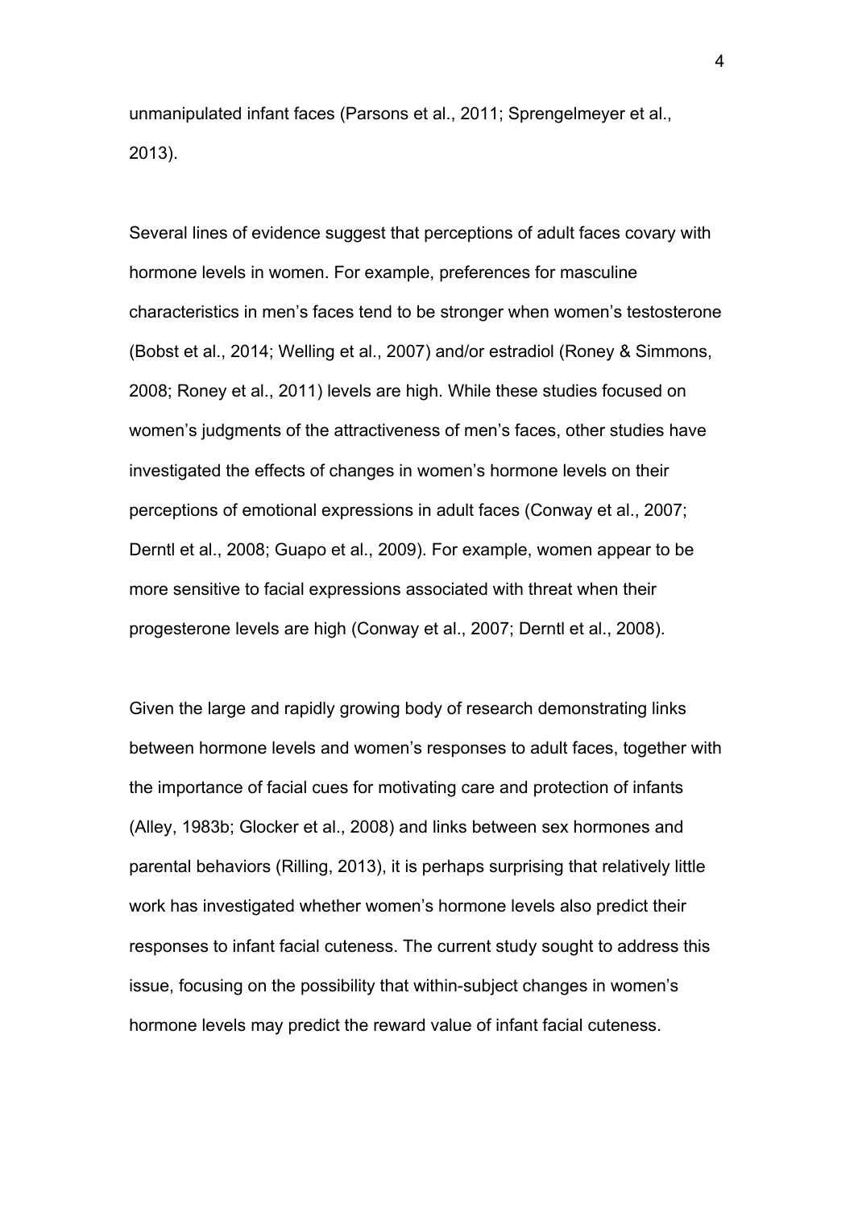unmanipulated infant faces (Parsons et al., 2011; Sprengelmeyer et al., 2013).

Several lines of evidence suggest that perceptions of adult faces covary with hormone levels in women. For example, preferences for masculine characteristics in men's faces tend to be stronger when women's testosterone (Bobst et al., 2014; Welling et al., 2007) and/or estradiol (Roney & Simmons, 2008; Roney et al., 2011) levels are high. While these studies focused on women's judgments of the attractiveness of men's faces, other studies have investigated the effects of changes in women's hormone levels on their perceptions of emotional expressions in adult faces (Conway et al., 2007; Derntl et al., 2008; Guapo et al., 2009). For example, women appear to be more sensitive to facial expressions associated with threat when their progesterone levels are high (Conway et al., 2007; Derntl et al., 2008).

Given the large and rapidly growing body of research demonstrating links between hormone levels and women's responses to adult faces, together with the importance of facial cues for motivating care and protection of infants (Alley, 1983b; Glocker et al., 2008) and links between sex hormones and parental behaviors (Rilling, 2013), it is perhaps surprising that relatively little work has investigated whether women's hormone levels also predict their responses to infant facial cuteness. The current study sought to address this issue, focusing on the possibility that within-subject changes in women's hormone levels may predict the reward value of infant facial cuteness.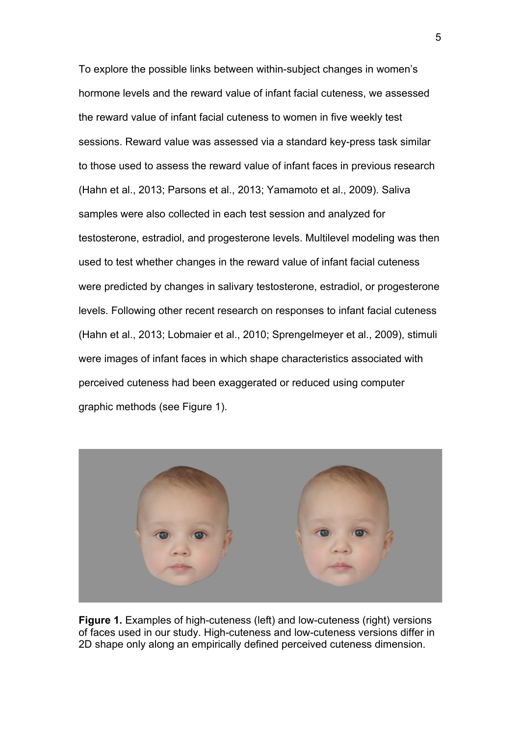To explore the possible links between within-subject changes in women's hormone levels and the reward value of infant facial cuteness, we assessed the reward value of infant facial cuteness to women in five weekly test sessions. Reward value was assessed via a standard key-press task similar to those used to assess the reward value of infant faces in previous research (Hahn et al., 2013; Parsons et al., 2013; Yamamoto et al., 2009). Saliva samples were also collected in each test session and analyzed for testosterone, estradiol, and progesterone levels. Multilevel modeling was then used to test whether changes in the reward value of infant facial cuteness were predicted by changes in salivary testosterone, estradiol, or progesterone levels. Following other recent research on responses to infant facial cuteness (Hahn et al., 2013; Lobmaier et al., 2010; Sprengelmeyer et al., 2009), stimuli were images of infant faces in which shape characteristics associated with perceived cuteness had been exaggerated or reduced using computer graphic methods (see Figure 1).

**Figure 1.** Examples of high-cuteness (left) and low-cuteness (right) versions of faces used in our study. High-cuteness and low-cuteness versions differ in 2D shape only along an empirically defined perceived cuteness dimension.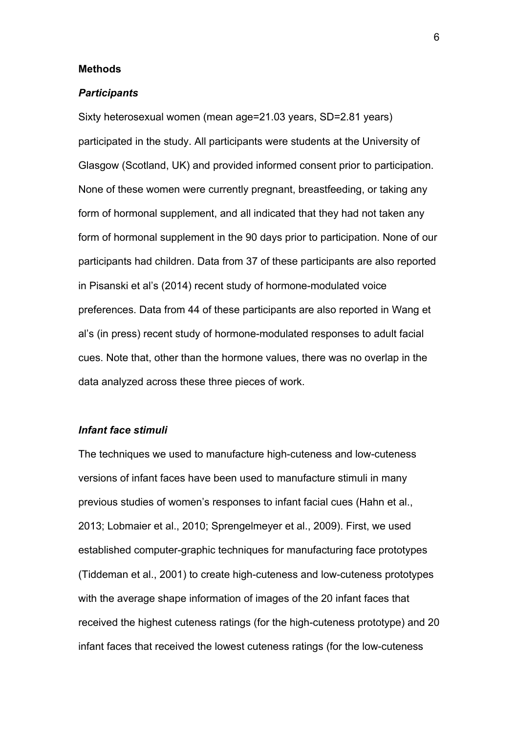## Methods

### *Participants*

Sixty heterosexual women (mean age=21.03 years, SD=2.81 years) participated in the study. All participants were students at the University of Glasgow (Scotland, UK) and provided informed consent prior to participation. None of these women were currently pregnant, breastfeeding, or taking any form of hormonal supplement, and all indicated that they had not taken any form of hormonal supplement in the 90 days prior to participation. None of our participants had children. Data from 37 of these participants are also reported in Pisanski et al's (2014) recent study of hormone-modulated voice preferences. Data from 44 of these participants are also reported in Wang et al's (in press) recent study of hormone-modulated responses to adult facial cues. Note that, other than the hormone values, there was no overlap in the data analyzed across these three pieces of work.

### *Infant face stimuli*

The techniques we used to manufacture high-cuteness and low-cuteness versions of infant faces have been used to manufacture stimuli in many previous studies of women's responses to infant facial cues (Hahn et al., 2013; Lobmaier et al., 2010; Sprengelmeyer et al., 2009). First, we used established computer-graphic techniques for manufacturing face prototypes (Tiddeman et al., 2001) to create high-cuteness and low-cuteness prototypes with the average shape information of images of the 20 infant faces that received the highest cuteness ratings (for the high-cuteness prototype) and 20 infant faces that received the lowest cuteness ratings (for the low-cuteness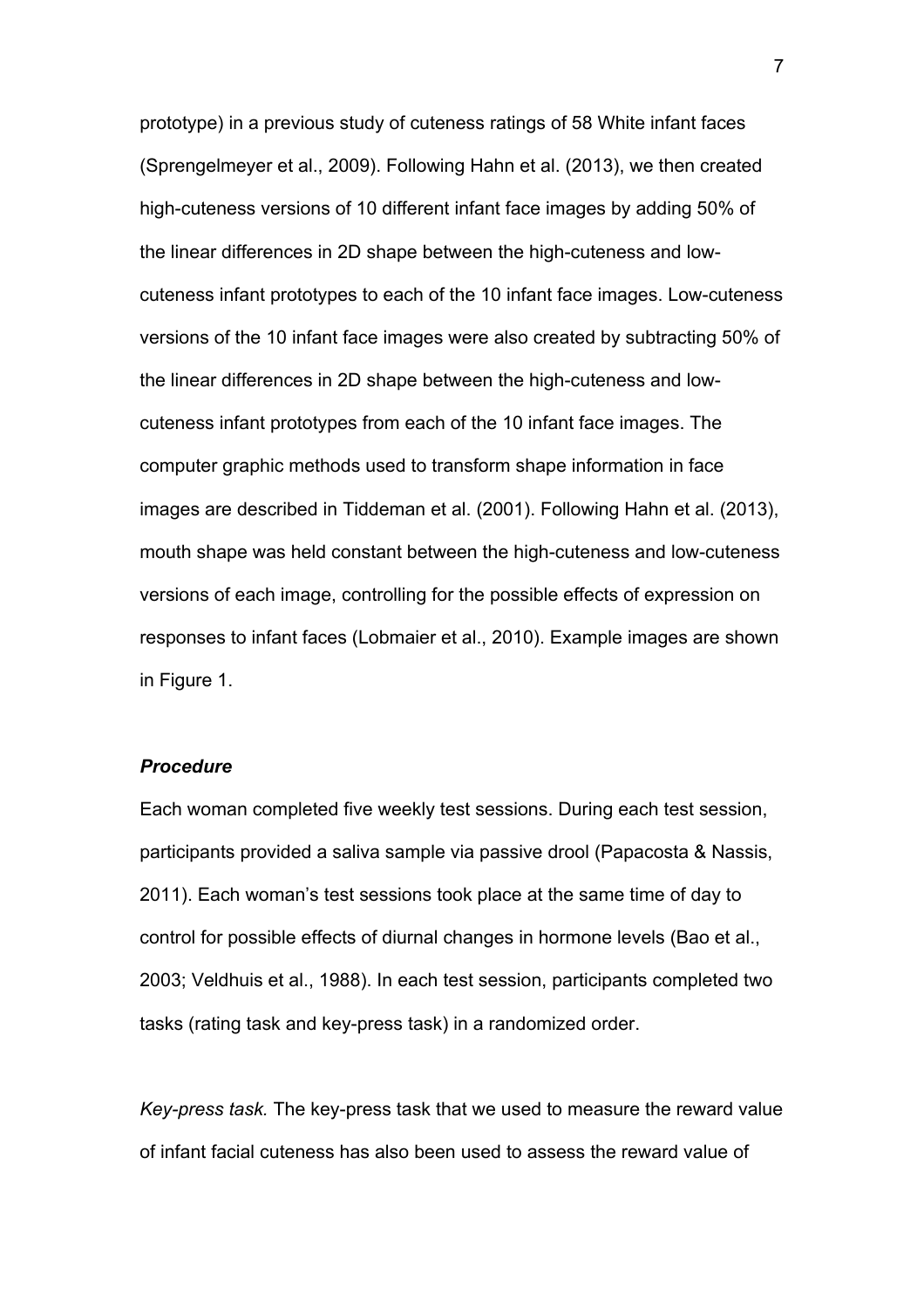prototype) in a previous study of cuteness ratings of 58 White infant faces (Sprengelmeyer et al., 2009). Following Hahn et al. (2013), we then created high-cuteness versions of 10 different infant face images by adding 50% of the linear differences in 2D shape between the high-cuteness and low-cuteness infant prototypes to each of the 10 infant face images. Low-cuteness versions of the 10 infant face images were also created by subtracting 50% of the linear differences in 2D shape between the high-cuteness and low-cuteness infant prototypes from each of the 10 infant face images. The computer graphic methods used to transform shape information in face images are described in Tiddeman et al. (2001). Following Hahn et al. (2013), mouth shape was held constant between the high-cuteness and low-cuteness versions of each image, controlling for the possible effects of expression on responses to infant faces (Lobmaier et al., 2010). Example images are shown in Figure 1.

### ***Procedure***

Each woman completed five weekly test sessions. During each test session, participants provided a saliva sample via passive drool (Papacosta & Nassis, 2011). Each woman's test sessions took place at the same time of day to control for possible effects of diurnal changes in hormone levels (Bao et al., 2003; Veldhuis et al., 1988). In each test session, participants completed two tasks (rating task and key-press task) in a randomized order.

*Key-press task.* The key-press task that we used to measure the reward value of infant facial cuteness has also been used to assess the reward value of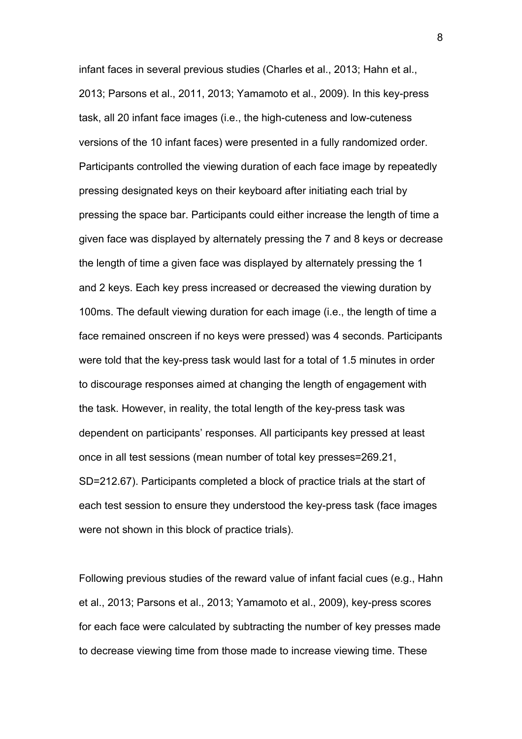infant faces in several previous studies (Charles et al., 2013; Hahn et al., 2013; Parsons et al., 2011, 2013; Yamamoto et al., 2009). In this key-press task, all 20 infant face images (i.e., the high-cuteness and low-cuteness versions of the 10 infant faces) were presented in a fully randomized order. Participants controlled the viewing duration of each face image by repeatedly pressing designated keys on their keyboard after initiating each trial by pressing the space bar. Participants could either increase the length of time a given face was displayed by alternately pressing the 7 and 8 keys or decrease the length of time a given face was displayed by alternately pressing the 1 and 2 keys. Each key press increased or decreased the viewing duration by 100ms. The default viewing duration for each image (i.e., the length of time a face remained onscreen if no keys were pressed) was 4 seconds. Participants were told that the key-press task would last for a total of 1.5 minutes in order to discourage responses aimed at changing the length of engagement with the task. However, in reality, the total length of the key-press task was dependent on participants' responses. All participants key pressed at least once in all test sessions (mean number of total key presses=269.21, SD=212.67). Participants completed a block of practice trials at the start of each test session to ensure they understood the key-press task (face images were not shown in this block of practice trials).

Following previous studies of the reward value of infant facial cues (e.g., Hahn et al., 2013; Parsons et al., 2013; Yamamoto et al., 2009), key-press scores for each face were calculated by subtracting the number of key presses made to decrease viewing time from those made to increase viewing time. These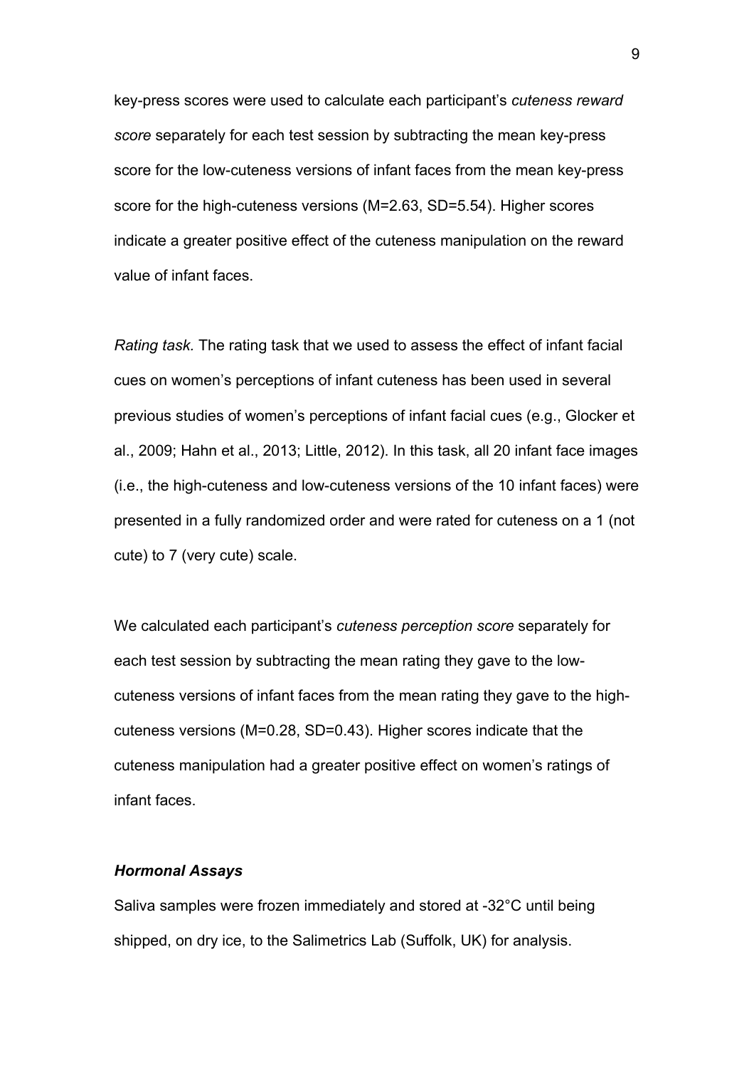key-press scores were used to calculate each participant's *cuteness reward score* separately for each test session by subtracting the mean key-press score for the low-cuteness versions of infant faces from the mean key-press score for the high-cuteness versions (M=2.63, SD=5.54). Higher scores indicate a greater positive effect of the cuteness manipulation on the reward value of infant faces.

*Rating task.* The rating task that we used to assess the effect of infant facial cues on women's perceptions of infant cuteness has been used in several previous studies of women's perceptions of infant facial cues (e.g., Glocker et al., 2009; Hahn et al., 2013; Little, 2012). In this task, all 20 infant face images (i.e., the high-cuteness and low-cuteness versions of the 10 infant faces) were presented in a fully randomized order and were rated for cuteness on a 1 (not cute) to 7 (very cute) scale.

We calculated each participant's *cuteness perception score* separately for each test session by subtracting the mean rating they gave to the low-cuteness versions of infant faces from the mean rating they gave to the high-cuteness versions (M=0.28, SD=0.43). Higher scores indicate that the cuteness manipulation had a greater positive effect on women's ratings of infant faces.

### *Hormonal Assays*

Saliva samples were frozen immediately and stored at -32°C until being shipped, on dry ice, to the Salimetrics Lab (Suffolk, UK) for analysis.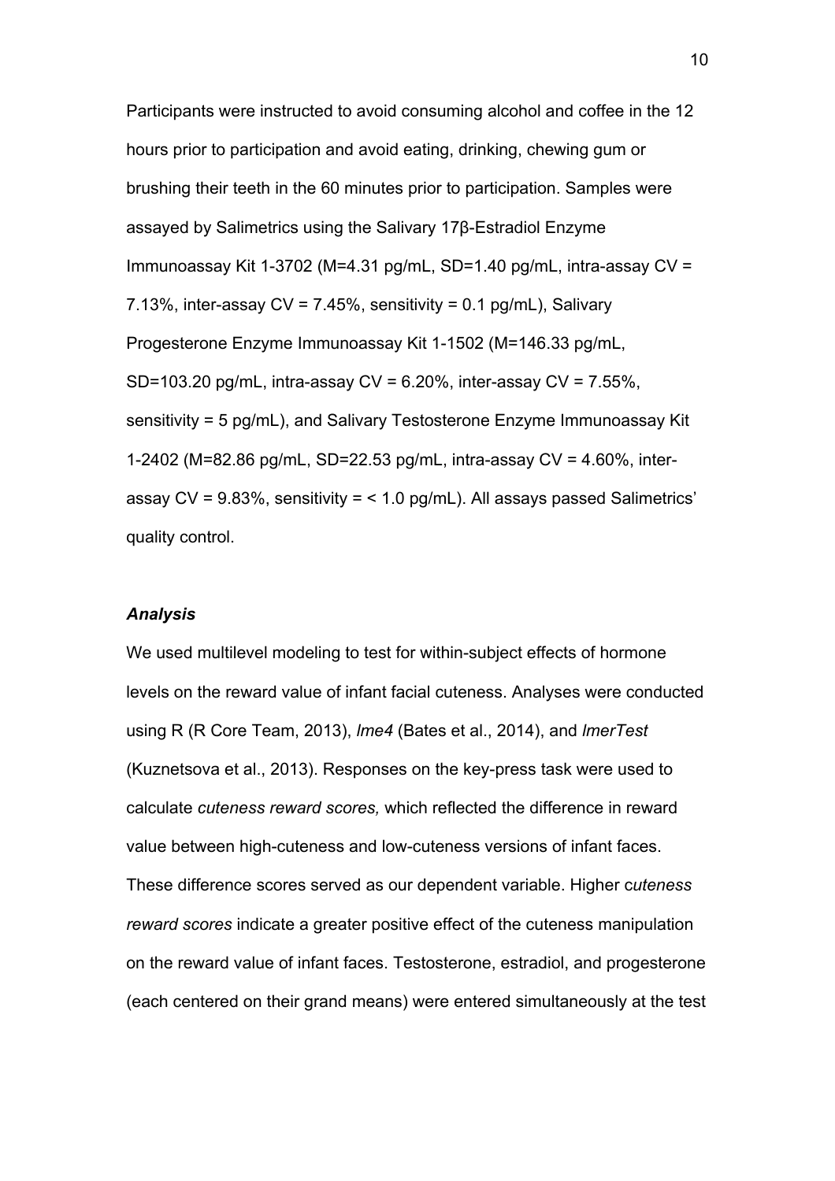Participants were instructed to avoid consuming alcohol and coffee in the 12 hours prior to participation and avoid eating, drinking, chewing gum or brushing their teeth in the 60 minutes prior to participation. Samples were assayed by Salimetrics using the Salivary 17β-Estradiol Enzyme Immunoassay Kit 1-3702 (M=4.31 pg/mL, SD=1.40 pg/mL, intra-assay CV = 7.13%, inter-assay CV = 7.45%, sensitivity = 0.1 pg/mL), Salivary Progesterone Enzyme Immunoassay Kit 1-1502 (M=146.33 pg/mL, SD=103.20 pg/mL, intra-assay CV = 6.20%, inter-assay CV = 7.55%, sensitivity = 5 pg/mL), and Salivary Testosterone Enzyme Immunoassay Kit 1-2402 (M=82.86 pg/mL, SD=22.53 pg/mL, intra-assay CV = 4.60%, inter-assay CV = 9.83%, sensitivity = < 1.0 pg/mL). All assays passed Salimetrics' quality control.

***Analysis***

We used multilevel modeling to test for within-subject effects of hormone levels on the reward value of infant facial cuteness. Analyses were conducted using R (R Core Team, 2013), *lme4* (Bates et al., 2014), and *lmerTest* (Kuznetsova et al., 2013). Responses on the key-press task were used to calculate *cuteness reward scores,* which reflected the difference in reward value between high-cuteness and low-cuteness versions of infant faces. These difference scores served as our dependent variable. Higher *cuteness reward scores* indicate a greater positive effect of the cuteness manipulation on the reward value of infant faces. Testosterone, estradiol, and progesterone (each centered on their grand means) were entered simultaneously at the test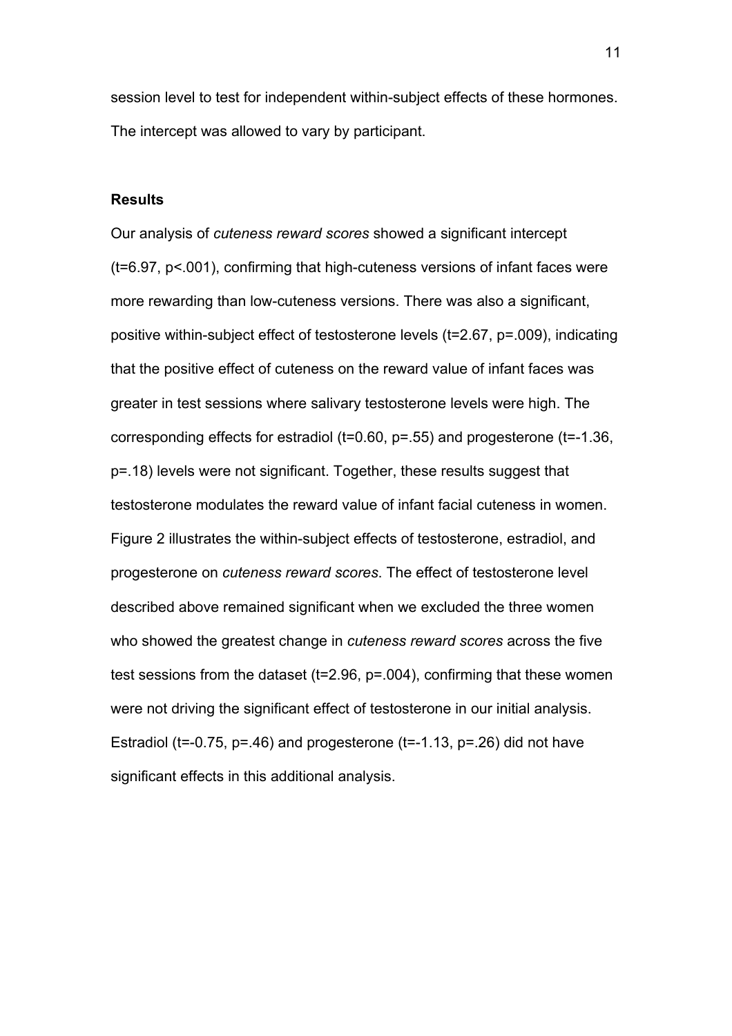session level to test for independent within-subject effects of these hormones. The intercept was allowed to vary by participant.

## Results

Our analysis of *cuteness reward scores* showed a significant intercept ($t=6.97$, $p<.001$), confirming that high-cuteness versions of infant faces were more rewarding than low-cuteness versions. There was also a significant, positive within-subject effect of testosterone levels ($t=2.67$, $p=.009$), indicating that the positive effect of cuteness on the reward value of infant faces was greater in test sessions where salivary testosterone levels were high. The corresponding effects for estradiol ($t=0.60$, $p=.55$) and progesterone ($t=-1.36$, $p=.18$) levels were not significant. Together, these results suggest that testosterone modulates the reward value of infant facial cuteness in women. Figure 2 illustrates the within-subject effects of testosterone, estradiol, and progesterone on *cuteness reward scores*. The effect of testosterone level described above remained significant when we excluded the three women who showed the greatest change in *cuteness reward scores* across the five test sessions from the dataset ($t=2.96$, $p=.004$), confirming that these women were not driving the significant effect of testosterone in our initial analysis. Estradiol ($t=-0.75$, $p=.46$) and progesterone ($t=-1.13$, $p=.26$) did not have significant effects in this additional analysis.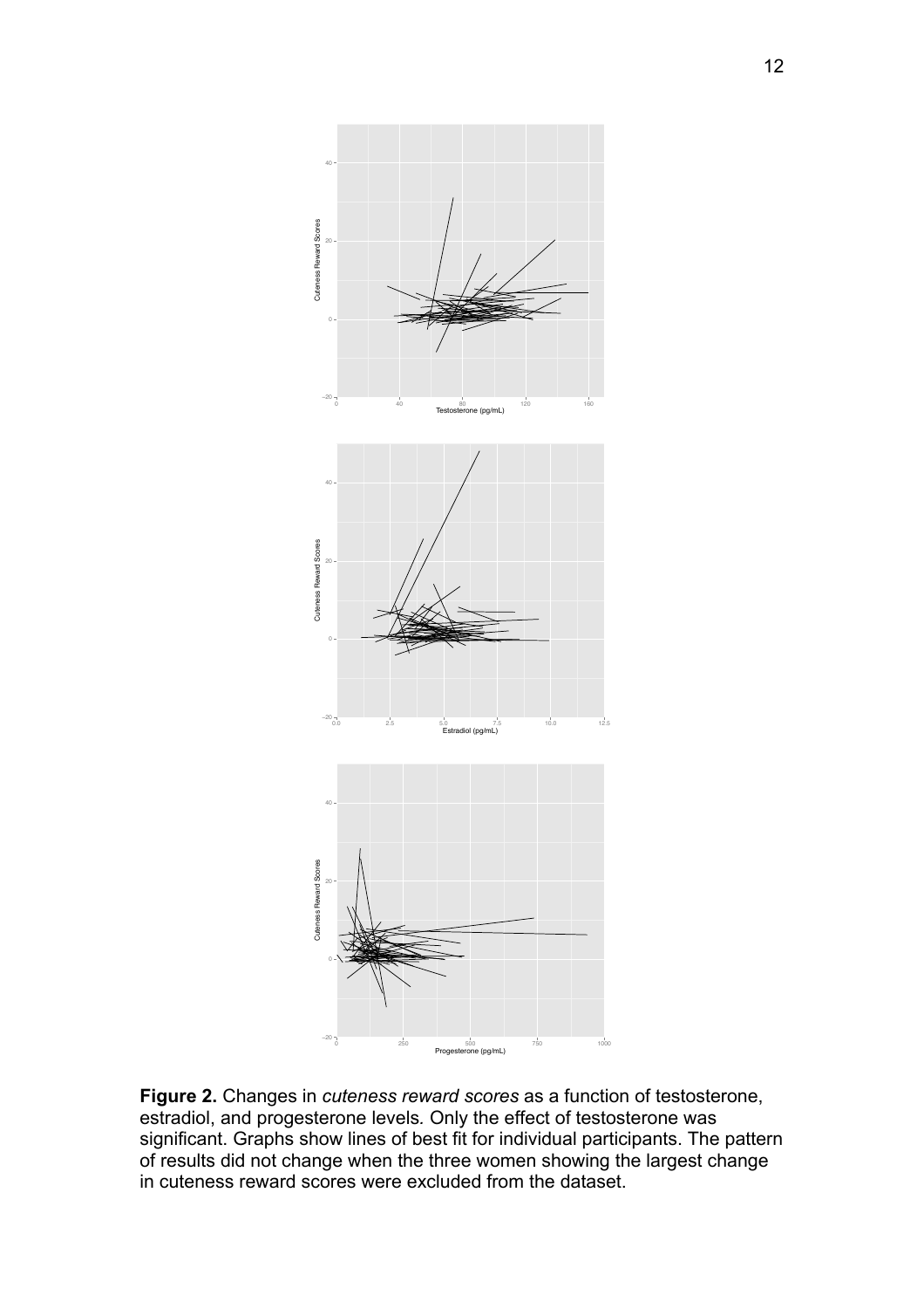**Figure 2.** Changes in *cuteness reward scores* as a function of testosterone, estradiol, and progesterone levels. Only the effect of testosterone was significant. Graphs show lines of best fit for individual participants. The pattern of results did not change when the three women showing the largest change in cuteness reward scores were excluded from the dataset.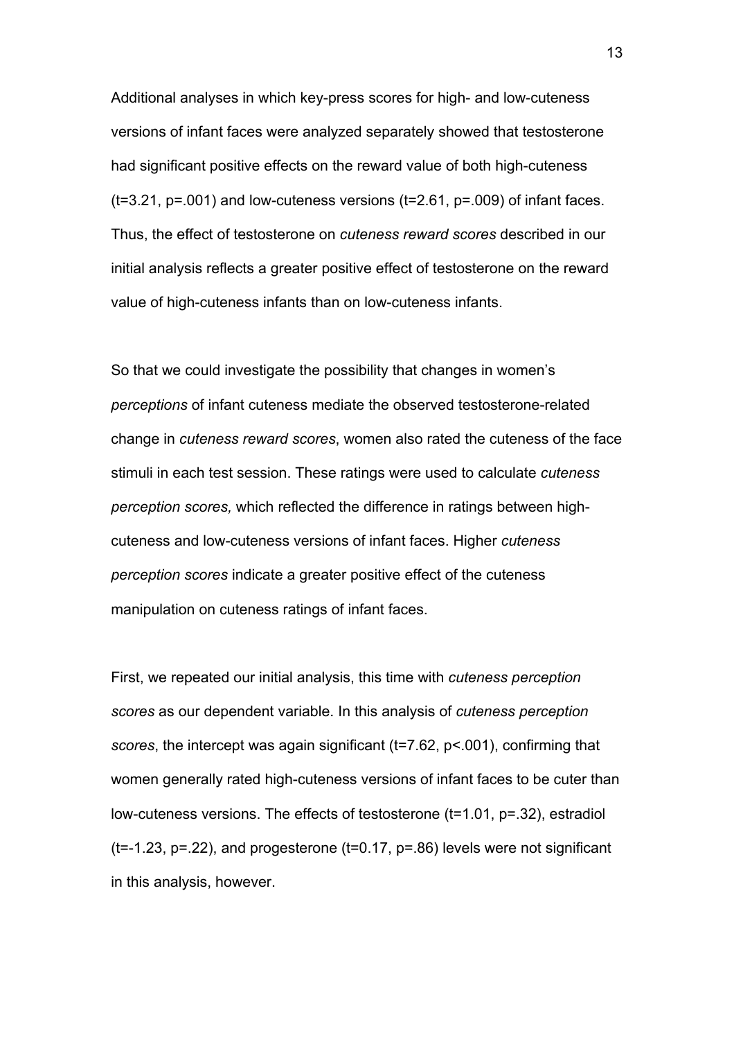Additional analyses in which key-press scores for high- and low-cuteness versions of infant faces were analyzed separately showed that testosterone had significant positive effects on the reward value of both high-cuteness ($t=3.21$, $p=.001$) and low-cuteness versions ($t=2.61$, $p=.009$) of infant faces. Thus, the effect of testosterone on *cuteness reward scores* described in our initial analysis reflects a greater positive effect of testosterone on the reward value of high-cuteness infants than on low-cuteness infants.

So that we could investigate the possibility that changes in women's *perceptions* of infant cuteness mediate the observed testosterone-related change in *cuteness reward scores*, women also rated the cuteness of the face stimuli in each test session. These ratings were used to calculate *cuteness perception scores,* which reflected the difference in ratings between high-cuteness and low-cuteness versions of infant faces. Higher *cuteness perception scores* indicate a greater positive effect of the cuteness manipulation on cuteness ratings of infant faces.

First, we repeated our initial analysis, this time with *cuteness perception scores* as our dependent variable. In this analysis of *cuteness perception scores*, the intercept was again significant ($t=7.62$, $p<.001$), confirming that women generally rated high-cuteness versions of infant faces to be cuter than low-cuteness versions. The effects of testosterone ($t=1.01$, $p=.32$), estradiol ($t=-1.23$, $p=.22$), and progesterone ($t=0.17$, $p=.86$) levels were not significant in this analysis, however.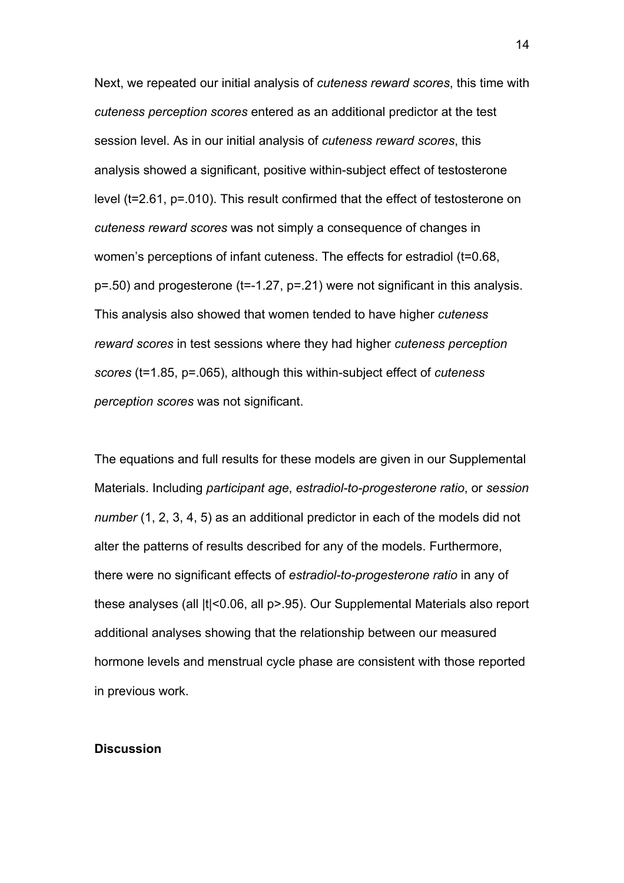Next, we repeated our initial analysis of *cuteness reward scores*, this time with *cuteness perception scores* entered as an additional predictor at the test session level. As in our initial analysis of *cuteness reward scores*, this analysis showed a significant, positive within-subject effect of testosterone level ($t=2.61$, $p=.010$). This result confirmed that the effect of testosterone on *cuteness reward scores* was not simply a consequence of changes in women's perceptions of infant cuteness. The effects for estradiol ($t=0.68$, $p=.50$) and progesterone ($t=-1.27$, $p=.21$) were not significant in this analysis. This analysis also showed that women tended to have higher *cuteness reward scores* in test sessions where they had higher *cuteness perception scores* ($t=1.85$, $p=.065$), although this within-subject effect of *cuteness perception scores* was not significant.

The equations and full results for these models are given in our Supplemental Materials. Including *participant age*, *estradiol-to-progesterone ratio*, or *session number* (1, 2, 3, 4, 5) as an additional predictor in each of the models did not alter the patterns of results described for any of the models. Furthermore, there were no significant effects of *estradiol-to-progesterone ratio* in any of these analyses (all $|t|<0.06$, all $p>.95$). Our Supplemental Materials also report additional analyses showing that the relationship between our measured hormone levels and menstrual cycle phase are consistent with those reported in previous work.

**Discussion**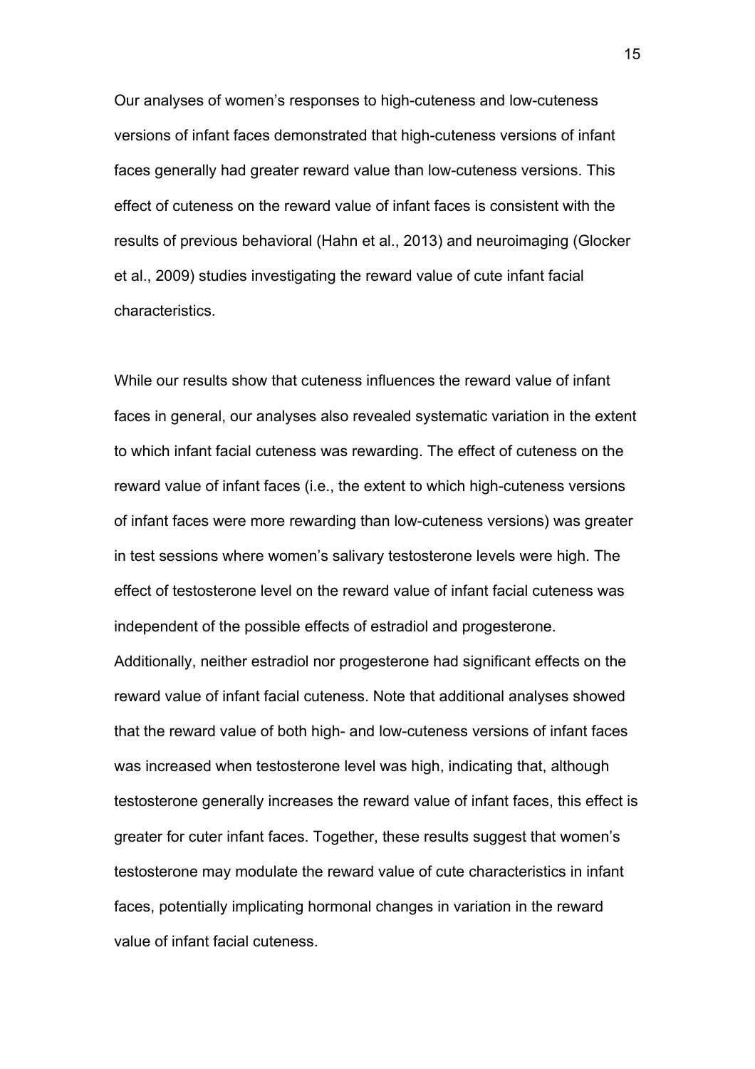Our analyses of women's responses to high-cuteness and low-cuteness versions of infant faces demonstrated that high-cuteness versions of infant faces generally had greater reward value than low-cuteness versions. This effect of cuteness on the reward value of infant faces is consistent with the results of previous behavioral (Hahn et al., 2013) and neuroimaging (Glocker et al., 2009) studies investigating the reward value of cute infant facial characteristics.

While our results show that cuteness influences the reward value of infant faces in general, our analyses also revealed systematic variation in the extent to which infant facial cuteness was rewarding. The effect of cuteness on the reward value of infant faces (i.e., the extent to which high-cuteness versions of infant faces were more rewarding than low-cuteness versions) was greater in test sessions where women's salivary testosterone levels were high. The effect of testosterone level on the reward value of infant facial cuteness was independent of the possible effects of estradiol and progesterone. Additionally, neither estradiol nor progesterone had significant effects on the reward value of infant facial cuteness. Note that additional analyses showed that the reward value of both high- and low-cuteness versions of infant faces was increased when testosterone level was high, indicating that, although testosterone generally increases the reward value of infant faces, this effect is greater for cuter infant faces. Together, these results suggest that women's testosterone may modulate the reward value of cute characteristics in infant faces, potentially implicating hormonal changes in variation in the reward value of infant facial cuteness.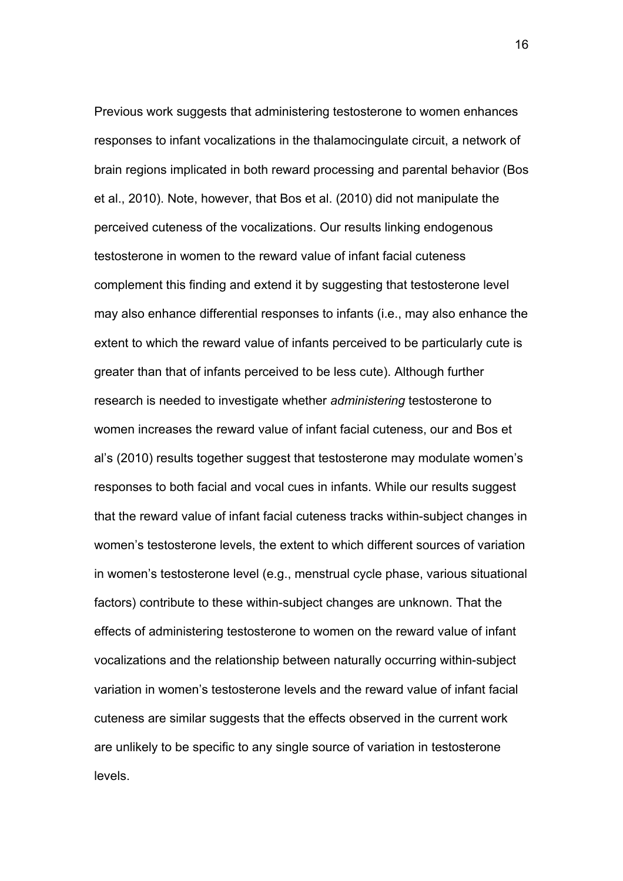Previous work suggests that administering testosterone to women enhances responses to infant vocalizations in the thalamocingulate circuit, a network of brain regions implicated in both reward processing and parental behavior (Bos et al., 2010). Note, however, that Bos et al. (2010) did not manipulate the perceived cuteness of the vocalizations. Our results linking endogenous testosterone in women to the reward value of infant facial cuteness complement this finding and extend it by suggesting that testosterone level may also enhance differential responses to infants (i.e., may also enhance the extent to which the reward value of infants perceived to be particularly cute is greater than that of infants perceived to be less cute). Although further research is needed to investigate whether *administering* testosterone to women increases the reward value of infant facial cuteness, our and Bos et al's (2010) results together suggest that testosterone may modulate women's responses to both facial and vocal cues in infants. While our results suggest that the reward value of infant facial cuteness tracks within-subject changes in women's testosterone levels, the extent to which different sources of variation in women's testosterone level (e.g., menstrual cycle phase, various situational factors) contribute to these within-subject changes are unknown. That the effects of administering testosterone to women on the reward value of infant vocalizations and the relationship between naturally occurring within-subject variation in women's testosterone levels and the reward value of infant facial cuteness are similar suggests that the effects observed in the current work are unlikely to be specific to any single source of variation in testosterone levels.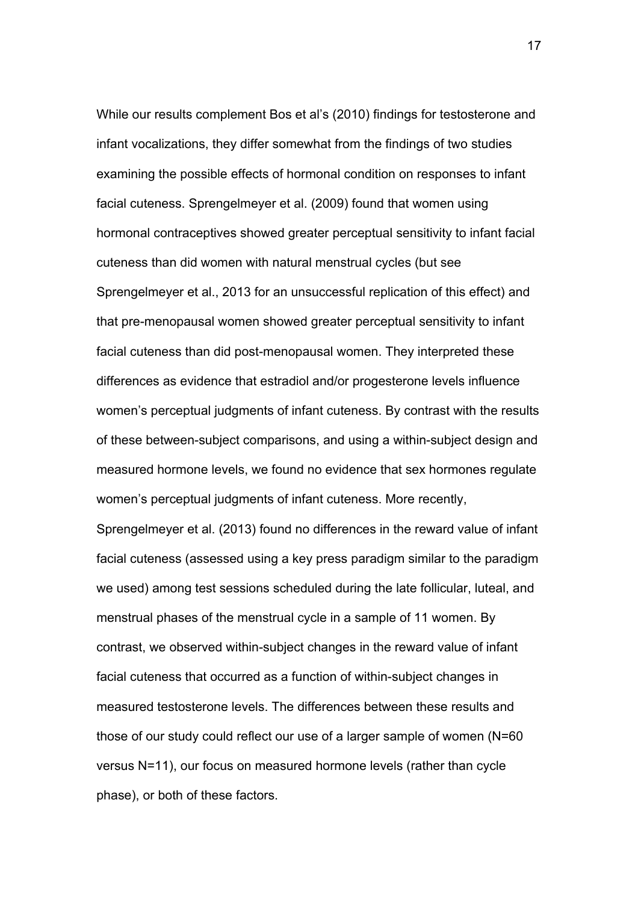While our results complement Bos et al's (2010) findings for testosterone and infant vocalizations, they differ somewhat from the findings of two studies examining the possible effects of hormonal condition on responses to infant facial cuteness. Sprengelmeyer et al. (2009) found that women using hormonal contraceptives showed greater perceptual sensitivity to infant facial cuteness than did women with natural menstrual cycles (but see Sprengelmeyer et al., 2013 for an unsuccessful replication of this effect) and that pre-menopausal women showed greater perceptual sensitivity to infant facial cuteness than did post-menopausal women. They interpreted these differences as evidence that estradiol and/or progesterone levels influence women's perceptual judgments of infant cuteness. By contrast with the results of these between-subject comparisons, and using a within-subject design and measured hormone levels, we found no evidence that sex hormones regulate women's perceptual judgments of infant cuteness. More recently, Sprengelmeyer et al. (2013) found no differences in the reward value of infant facial cuteness (assessed using a key press paradigm similar to the paradigm we used) among test sessions scheduled during the late follicular, luteal, and menstrual phases of the menstrual cycle in a sample of 11 women. By contrast, we observed within-subject changes in the reward value of infant facial cuteness that occurred as a function of within-subject changes in measured testosterone levels. The differences between these results and those of our study could reflect our use of a larger sample of women (N=60 versus N=11), our focus on measured hormone levels (rather than cycle phase), or both of these factors.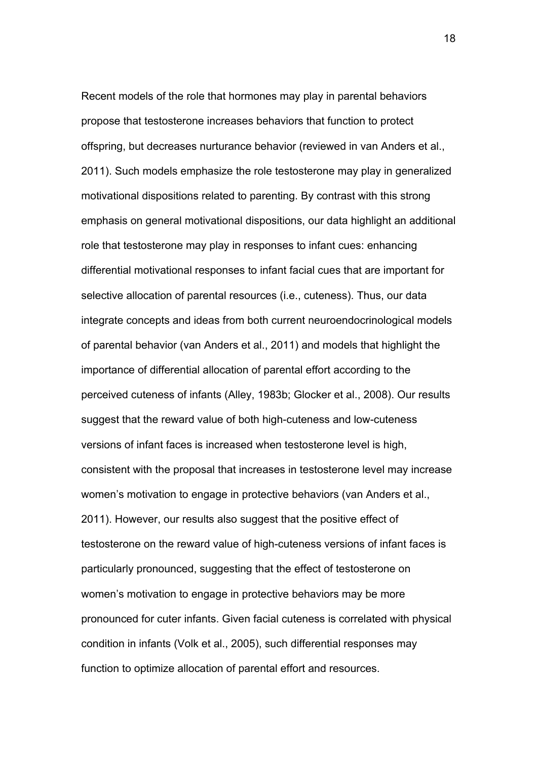Recent models of the role that hormones may play in parental behaviors propose that testosterone increases behaviors that function to protect offspring, but decreases nurturance behavior (reviewed in van Anders et al., 2011). Such models emphasize the role testosterone may play in generalized motivational dispositions related to parenting. By contrast with this strong emphasis on general motivational dispositions, our data highlight an additional role that testosterone may play in responses to infant cues: enhancing differential motivational responses to infant facial cues that are important for selective allocation of parental resources (i.e., cuteness). Thus, our data integrate concepts and ideas from both current neuroendocrinological models of parental behavior (van Anders et al., 2011) and models that highlight the importance of differential allocation of parental effort according to the perceived cuteness of infants (Alley, 1983b; Glocker et al., 2008). Our results suggest that the reward value of both high-cuteness and low-cuteness versions of infant faces is increased when testosterone level is high, consistent with the proposal that increases in testosterone level may increase women's motivation to engage in protective behaviors (van Anders et al., 2011). However, our results also suggest that the positive effect of testosterone on the reward value of high-cuteness versions of infant faces is particularly pronounced, suggesting that the effect of testosterone on women's motivation to engage in protective behaviors may be more pronounced for cuter infants. Given facial cuteness is correlated with physical condition in infants (Volk et al., 2005), such differential responses may function to optimize allocation of parental effort and resources.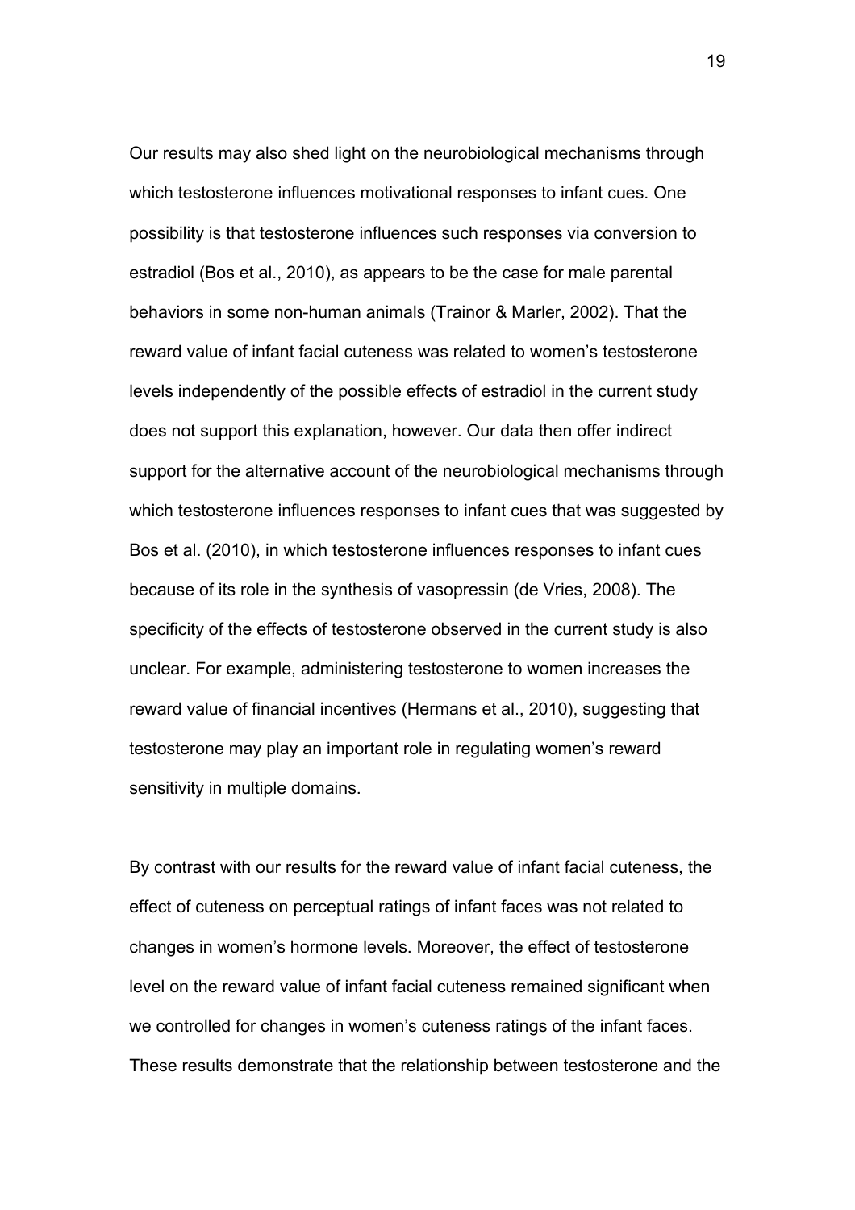Our results may also shed light on the neurobiological mechanisms through which testosterone influences motivational responses to infant cues. One possibility is that testosterone influences such responses via conversion to estradiol (Bos et al., 2010), as appears to be the case for male parental behaviors in some non-human animals (Trainor & Marler, 2002). That the reward value of infant facial cuteness was related to women's testosterone levels independently of the possible effects of estradiol in the current study does not support this explanation, however. Our data then offer indirect support for the alternative account of the neurobiological mechanisms through which testosterone influences responses to infant cues that was suggested by Bos et al. (2010), in which testosterone influences responses to infant cues because of its role in the synthesis of vasopressin (de Vries, 2008). The specificity of the effects of testosterone observed in the current study is also unclear. For example, administering testosterone to women increases the reward value of financial incentives (Hermans et al., 2010), suggesting that testosterone may play an important role in regulating women's reward sensitivity in multiple domains.

By contrast with our results for the reward value of infant facial cuteness, the effect of cuteness on perceptual ratings of infant faces was not related to changes in women's hormone levels. Moreover, the effect of testosterone level on the reward value of infant facial cuteness remained significant when we controlled for changes in women's cuteness ratings of the infant faces. These results demonstrate that the relationship between testosterone and the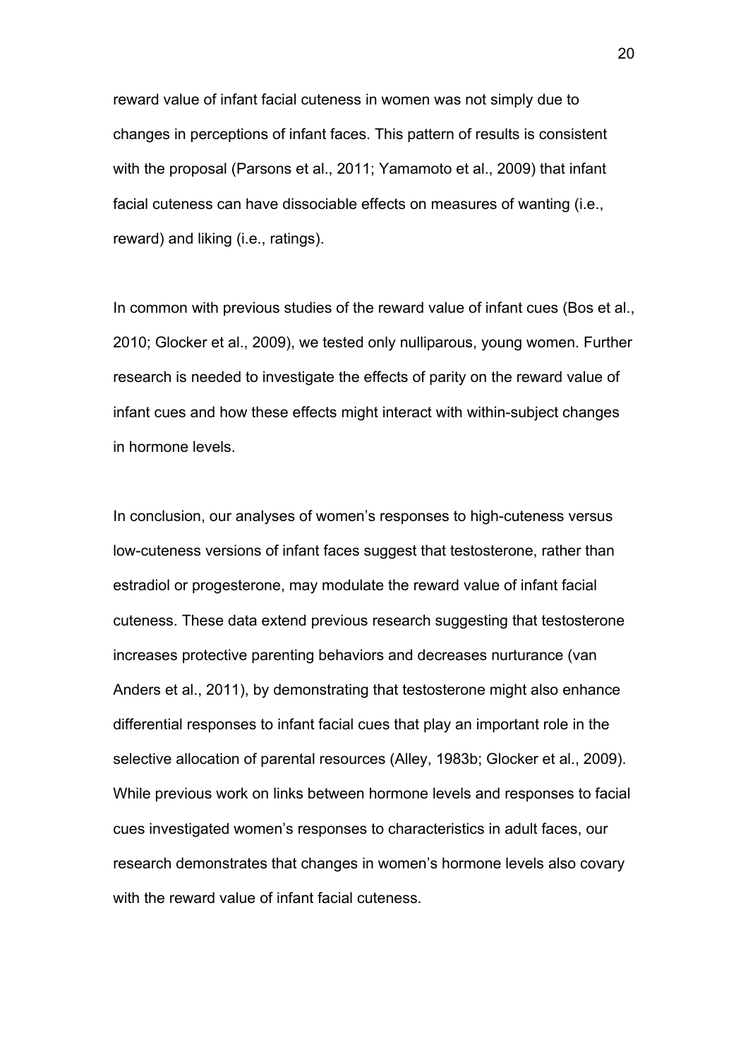reward value of infant facial cuteness in women was not simply due to changes in perceptions of infant faces. This pattern of results is consistent with the proposal (Parsons et al., 2011; Yamamoto et al., 2009) that infant facial cuteness can have dissociable effects on measures of wanting (i.e., reward) and liking (i.e., ratings).

In common with previous studies of the reward value of infant cues (Bos et al., 2010; Glocker et al., 2009), we tested only nulliparous, young women. Further research is needed to investigate the effects of parity on the reward value of infant cues and how these effects might interact with within-subject changes in hormone levels.

In conclusion, our analyses of women's responses to high-cuteness versus low-cuteness versions of infant faces suggest that testosterone, rather than estradiol or progesterone, may modulate the reward value of infant facial cuteness. These data extend previous research suggesting that testosterone increases protective parenting behaviors and decreases nurturance (van Anders et al., 2011), by demonstrating that testosterone might also enhance differential responses to infant facial cues that play an important role in the selective allocation of parental resources (Alley, 1983b; Glocker et al., 2009). While previous work on links between hormone levels and responses to facial cues investigated women's responses to characteristics in adult faces, our research demonstrates that changes in women's hormone levels also covary with the reward value of infant facial cuteness.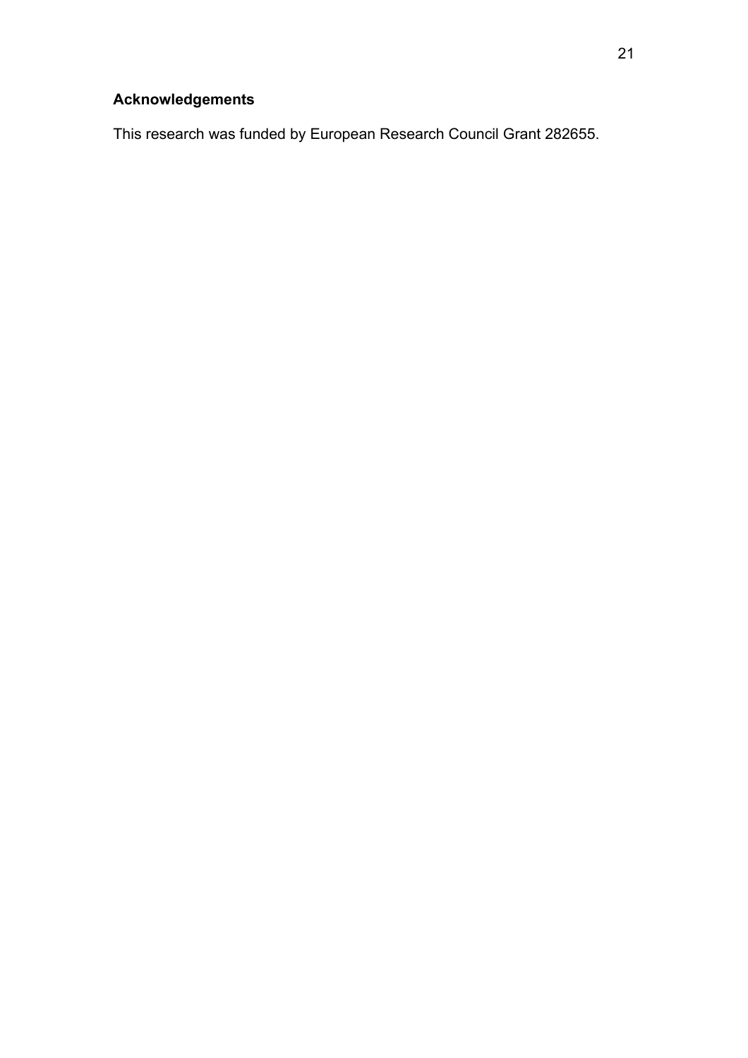## Acknowledgements

This research was funded by European Research Council Grant 282655.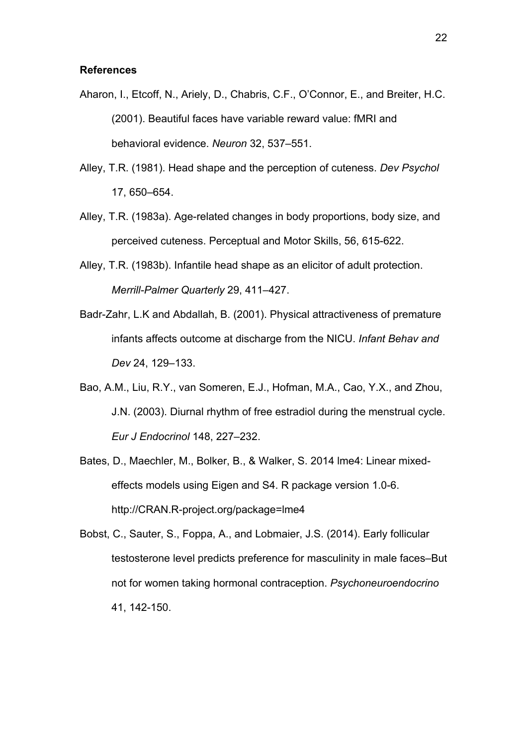**References**

Aharon, I., Etcoff, N., Ariely, D., Chabris, C.F., O'Connor, E., and Breiter, H.C. (2001). Beautiful faces have variable reward value: fMRI and behavioral evidence. *Neuron* 32, 537–551.

Alley, T.R. (1981). Head shape and the perception of cuteness. *Dev Psychol* 17, 650–654.

Alley, T.R. (1983a). Age-related changes in body proportions, body size, and perceived cuteness. Perceptual and Motor Skills, 56, 615-622.

Alley, T.R. (1983b). Infantile head shape as an elicitor of adult protection. *Merrill-Palmer Quarterly* 29, 411–427.

Badr-Zahr, L.K and Abdallah, B. (2001). Physical attractiveness of premature infants affects outcome at discharge from the NICU. *Infant Behav and Dev* 24, 129–133.

Bao, A.M., Liu, R.Y., van Someren, E.J., Hofman, M.A., Cao, Y.X., and Zhou, J.N. (2003). Diurnal rhythm of free estradiol during the menstrual cycle. *Eur J Endocrinol* 148, 227–232.

Bates, D., Maechler, M., Bolker, B., & Walker, S. 2014 lme4: Linear mixed-effects models using Eigen and S4. R package version 1.0-6. http://CRAN.R-project.org/package=lme4

Bobst, C., Sauter, S., Foppa, A., and Lobmaier, J.S. (2014). Early follicular testosterone level predicts preference for masculinity in male faces–But not for women taking hormonal contraception. *Psychoneuroendocrino* 41, 142-150.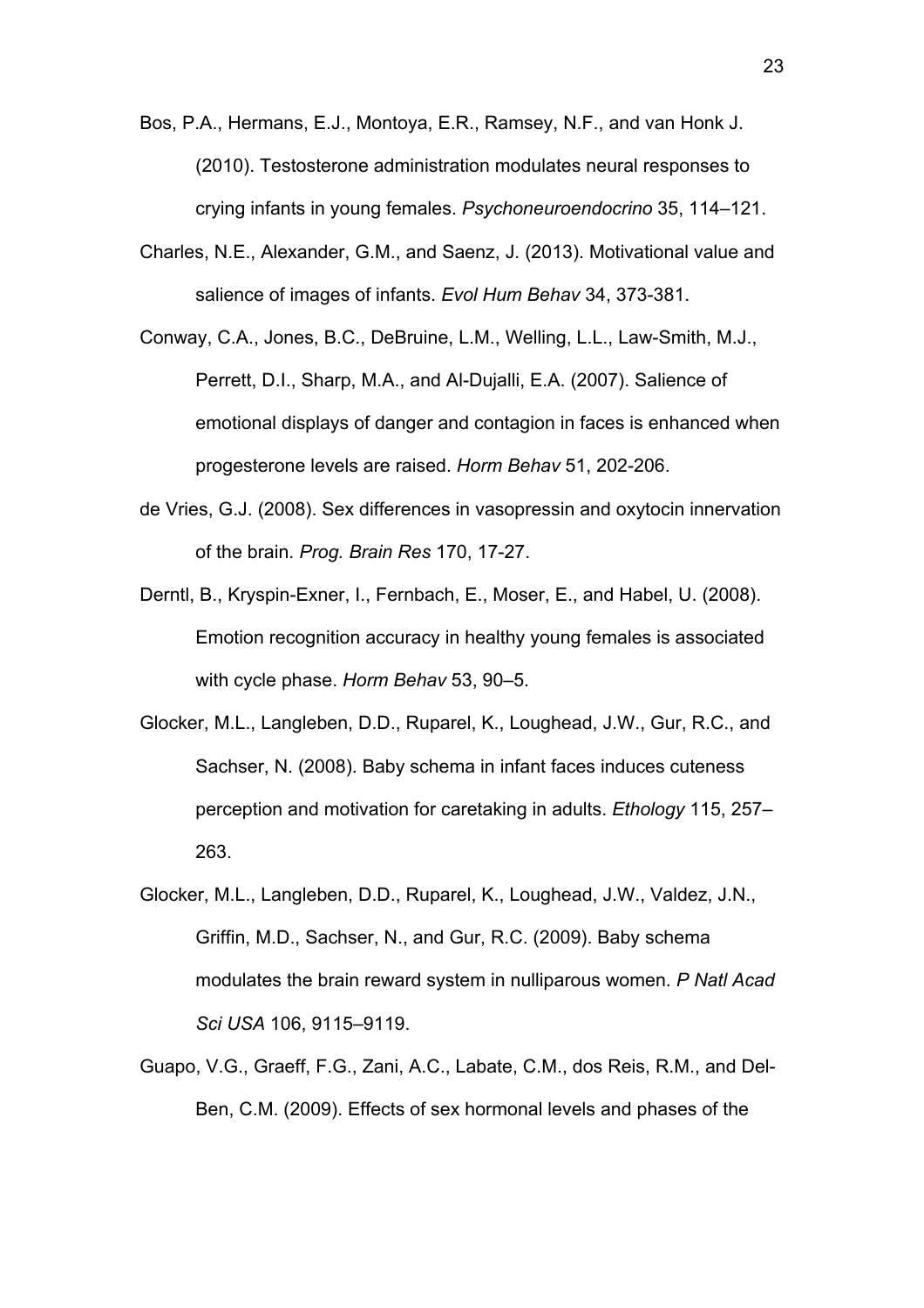Bos, P.A., Hermans, E.J., Montoya, E.R., Ramsey, N.F., and van Honk J. (2010). Testosterone administration modulates neural responses to crying infants in young females. *Psychoneuroendocrino* 35, 114–121.

Charles, N.E., Alexander, G.M., and Saenz, J. (2013). Motivational value and salience of images of infants. *Evol Hum Behav* 34, 373-381.

Conway, C.A., Jones, B.C., DeBruine, L.M., Welling, L.L., Law-Smith, M.J., Perrett, D.I., Sharp, M.A., and Al-Dujalli, E.A. (2007). Salience of emotional displays of danger and contagion in faces is enhanced when progesterone levels are raised. *Horm Behav* 51, 202-206.

de Vries, G.J. (2008). Sex differences in vasopressin and oxytocin innervation of the brain. *Prog. Brain Res* 170, 17-27.

Derntl, B., Kryspin-Exner, I., Fernbach, E., Moser, E., and Habel, U. (2008). Emotion recognition accuracy in healthy young females is associated with cycle phase. *Horm Behav* 53, 90–5.

Glocker, M.L., Langleben, D.D., Ruparel, K., Loughead, J.W., Gur, R.C., and Sachser, N. (2008). Baby schema in infant faces induces cuteness perception and motivation for caretaking in adults. *Ethology* 115, 257–263.

Glocker, M.L., Langleben, D.D., Ruparel, K., Loughead, J.W., Valdez, J.N., Griffin, M.D., Sachser, N., and Gur, R.C. (2009). Baby schema modulates the brain reward system in nulliparous women. *P Natl Acad Sci USA* 106, 9115–9119.

Guapo, V.G., Graeff, F.G., Zani, A.C., Labate, C.M., dos Reis, R.M., and Del-Ben, C.M. (2009). Effects of sex hormonal levels and phases of the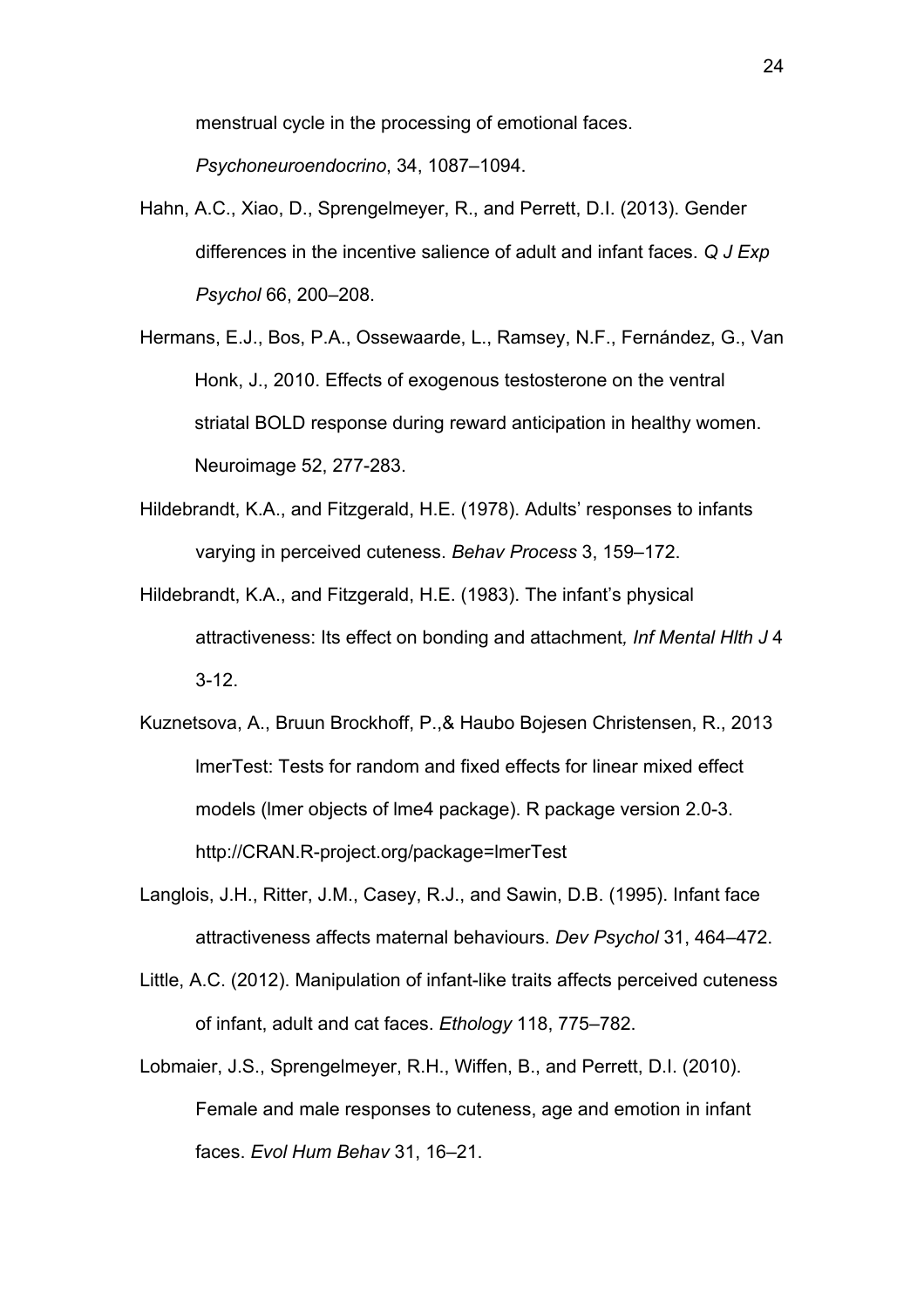menstrual cycle in the processing of emotional faces. *Psychoneuroendocrino*, 34, 1087–1094.

Hahn, A.C., Xiao, D., Sprengelmeyer, R., and Perrett, D.I. (2013). Gender differences in the incentive salience of adult and infant faces. *Q J Exp Psychol* 66, 200–208.

Hermans, E.J., Bos, P.A., Ossewaarde, L., Ramsey, N.F., Fernández, G., Van Honk, J., 2010. Effects of exogenous testosterone on the ventral striatal BOLD response during reward anticipation in healthy women. Neuroimage 52, 277-283.

Hildebrandt, K.A., and Fitzgerald, H.E. (1978). Adults' responses to infants varying in perceived cuteness. *Behav Process* 3, 159–172.

Hildebrandt, K.A., and Fitzgerald, H.E. (1983). The infant's physical attractiveness: Its effect on bonding and attachment*, Inf Mental Hlth J* 4 3-12.

Kuznetsova, A., Bruun Brockhoff, P.,& Haubo Bojesen Christensen, R., 2013 lmerTest: Tests for random and fixed effects for linear mixed effect models (lmer objects of lme4 package). R package version 2.0-3. http://CRAN.R-project.org/package=lmerTest

Langlois, J.H., Ritter, J.M., Casey, R.J., and Sawin, D.B. (1995). Infant face attractiveness affects maternal behaviours. *Dev Psychol* 31, 464–472.

Little, A.C. (2012). Manipulation of infant-like traits affects perceived cuteness of infant, adult and cat faces. *Ethology* 118, 775–782.

Lobmaier, J.S., Sprengelmeyer, R.H., Wiffen, B., and Perrett, D.I. (2010). Female and male responses to cuteness, age and emotion in infant faces. *Evol Hum Behav* 31, 16–21.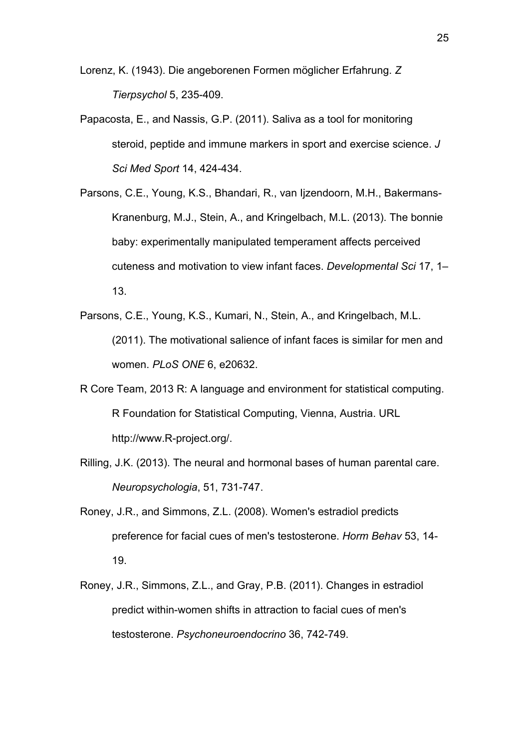Lorenz, K. (1943). Die angeborenen Formen möglicher Erfahrung. *Z Tierpsychol* 5, 235-409.

Papacosta, E., and Nassis, G.P. (2011). Saliva as a tool for monitoring steroid, peptide and immune markers in sport and exercise science. *J Sci Med Sport* 14, 424-434.

Parsons, C.E., Young, K.S., Bhandari, R., van Ijzendoorn, M.H., Bakermans-Kranenburg, M.J., Stein, A., and Kringelbach, M.L. (2013). The bonnie baby: experimentally manipulated temperament affects perceived cuteness and motivation to view infant faces. *Developmental Sci* 17, 1–13.

Parsons, C.E., Young, K.S., Kumari, N., Stein, A., and Kringelbach, M.L. (2011). The motivational salience of infant faces is similar for men and women. *PLoS ONE* 6, e20632.

R Core Team, 2013 R: A language and environment for statistical computing. R Foundation for Statistical Computing, Vienna, Austria. URL http://www.R-project.org/.

Rilling, J.K. (2013). The neural and hormonal bases of human parental care. *Neuropsychologia*, 51, 731-747.

Roney, J.R., and Simmons, Z.L. (2008). Women's estradiol predicts preference for facial cues of men's testosterone. *Horm Behav* 53, 14-19.

Roney, J.R., Simmons, Z.L., and Gray, P.B. (2011). Changes in estradiol predict within-women shifts in attraction to facial cues of men's testosterone. *Psychoneuroendocrino* 36, 742-749.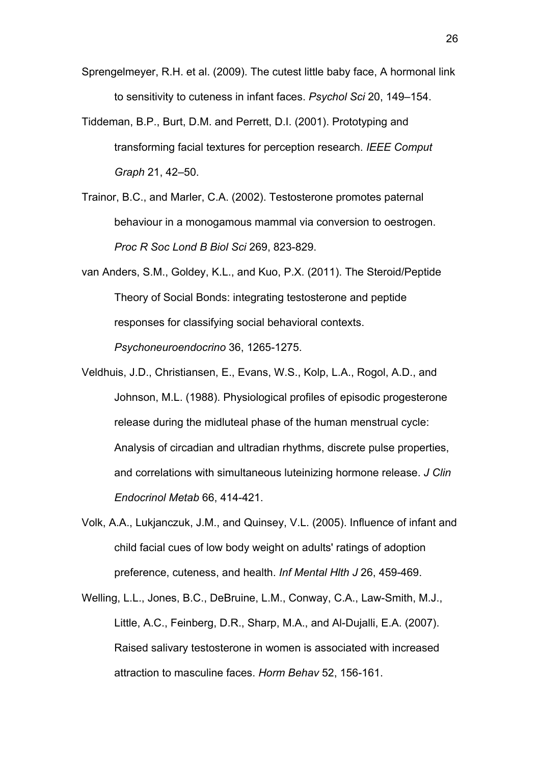Sprengelmeyer, R.H. et al. (2009). The cutest little baby face, A hormonal link to sensitivity to cuteness in infant faces. *Psychol Sci* 20, 149–154.

Tiddeman, B.P., Burt, D.M. and Perrett, D.I. (2001). Prototyping and transforming facial textures for perception research. *IEEE Comput Graph* 21, 42–50.

Trainor, B.C., and Marler, C.A. (2002). Testosterone promotes paternal behaviour in a monogamous mammal via conversion to oestrogen. *Proc R Soc Lond B Biol Sci* 269, 823-829.

van Anders, S.M., Goldey, K.L., and Kuo, P.X. (2011). The Steroid/Peptide Theory of Social Bonds: integrating testosterone and peptide responses for classifying social behavioral contexts. *Psychoneuroendocrino* 36, 1265-1275.

Veldhuis, J.D., Christiansen, E., Evans, W.S., Kolp, L.A., Rogol, A.D., and Johnson, M.L. (1988). Physiological profiles of episodic progesterone release during the midluteal phase of the human menstrual cycle: Analysis of circadian and ultradian rhythms, discrete pulse properties, and correlations with simultaneous luteinizing hormone release. *J Clin Endocrinol Metab* 66, 414-421.

Volk, A.A., Lukjanczuk, J.M., and Quinsey, V.L. (2005). Influence of infant and child facial cues of low body weight on adults' ratings of adoption preference, cuteness, and health. *Inf Mental Hlth J* 26, 459-469.

Welling, L.L., Jones, B.C., DeBruine, L.M., Conway, C.A., Law-Smith, M.J., Little, A.C., Feinberg, D.R., Sharp, M.A., and Al-Dujalli, E.A. (2007). Raised salivary testosterone in women is associated with increased attraction to masculine faces. *Horm Behav* 52, 156-161.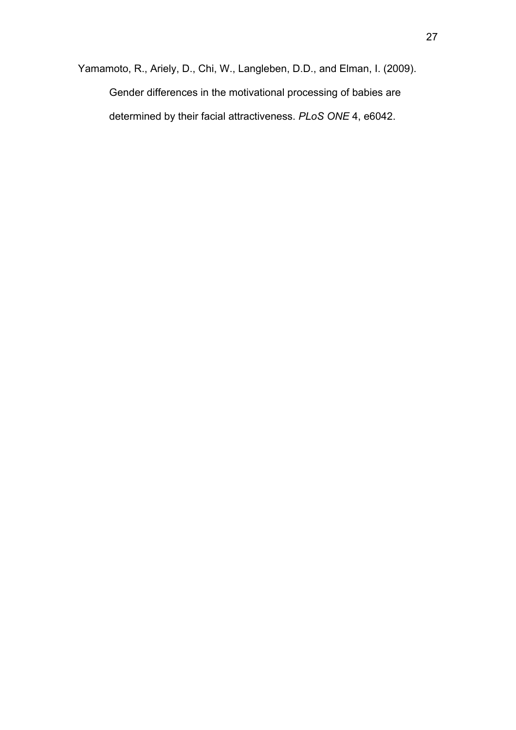Yamamoto, R., Ariely, D., Chi, W., Langleben, D.D., and Elman, I. (2009). Gender differences in the motivational processing of babies are determined by their facial attractiveness. *PLoS ONE* 4, e6042.